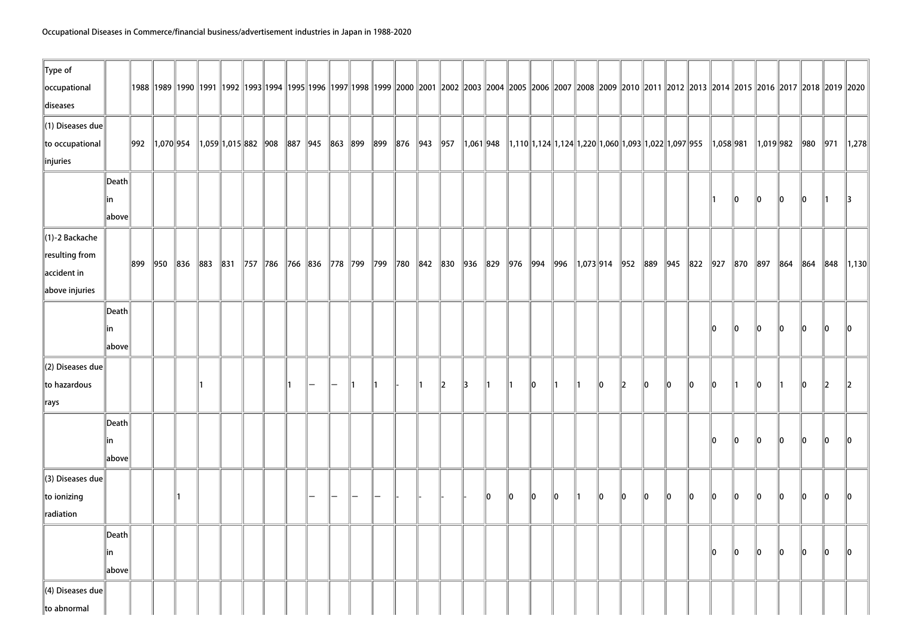Occupational Diseases in Commerce/financial business/advertisement industries in Japan in 1988-2020

| Type of occupational diseases | | 1988 | 1989 | 1990 | 1991 | 1992 | 1993 | 1994 | 1995 | 1996 | 1997 | 1998 | 1999 | 2000 | 2001 | 2002 | 2003 | 2004 | 2005 | 2006 | 2007 | 2008 | 2009 | 2010 | 2011 | 2012 | 2013 | 2014 | 2015 | 2016 | 2017 | 2018 | 2019 | 2020 |
|---|---|---|---|---|---|---|---|---|---|---|---|---|---|---|---|---|---|---|---|---|---|---|---|---|---|---|---|---|---|---|---|---|---|---|
| (1) Diseases due to occupational injuries | | 992 | 1,070 | 954 | 1,059 | 1,015 | 882 | 908 | 887 | 945 | 863 | 899 | 899 | 876 | 943 | 957 | 1,061 | 948 | 1,110 | 1,124 | 1,124 | 1,220 | 1,060 | 1,093 | 1,022 | 1,097 | 955 | 1,058 | 981 | 1,019 | 982 | 980 | 971 | 1,278 |
| | Death in above | | | | | | | | | | | | | | | | | | | | | | | | | | | 1 | 0 | 0 | 0 | 0 | 1 | 3 |
| (1)-2 Backache resulting from accident in above injuries | | 899 | 950 | 836 | 883 | 831 | 757 | 786 | 766 | 836 | 778 | 799 | 799 | 780 | 842 | 830 | 936 | 829 | 976 | 994 | 996 | 1,073 | 914 | 952 | 889 | 945 | 822 | 927 | 870 | 897 | 864 | 864 | 848 | 1,130 |
| | Death in above | | | | | | | | | | | | | | | | | | | | | | | | | | | 0 | 0 | 0 | 0 | 0 | 0 | 0 |
| (2) Diseases due to hazardous rays | | | | | 1 | | | | 1 | — | — | 1 | 1 | - | 1 | 2 | 3 | 1 | 1 | 0 | 1 | 1 | 0 | 2 | 0 | 0 | 0 | 0 | 1 | 0 | 1 | 0 | 2 | 2 |
| | Death in above | | | | | | | | | | | | | | | | | | | | | | | | | | | 0 | 0 | 0 | 0 | 0 | 0 | 0 |
| (3) Diseases due to ionizing radiation | | | | 1 | | | | | | — | — | — | — | - | - | - | - | 0 | 0 | 0 | 0 | 1 | 0 | 0 | 0 | 0 | 0 | 0 | 0 | 0 | 0 | 0 | 0 | 0 |
| | Death in above | | | | | | | | | | | | | | | | | | | | | | | | | | | 0 | 0 | 0 | 0 | 0 | 0 | 0 |
| (4) Diseases due to abnormal | | | | | | | | | | | | | | | | | | | | | | | | | | | | | | | | | | |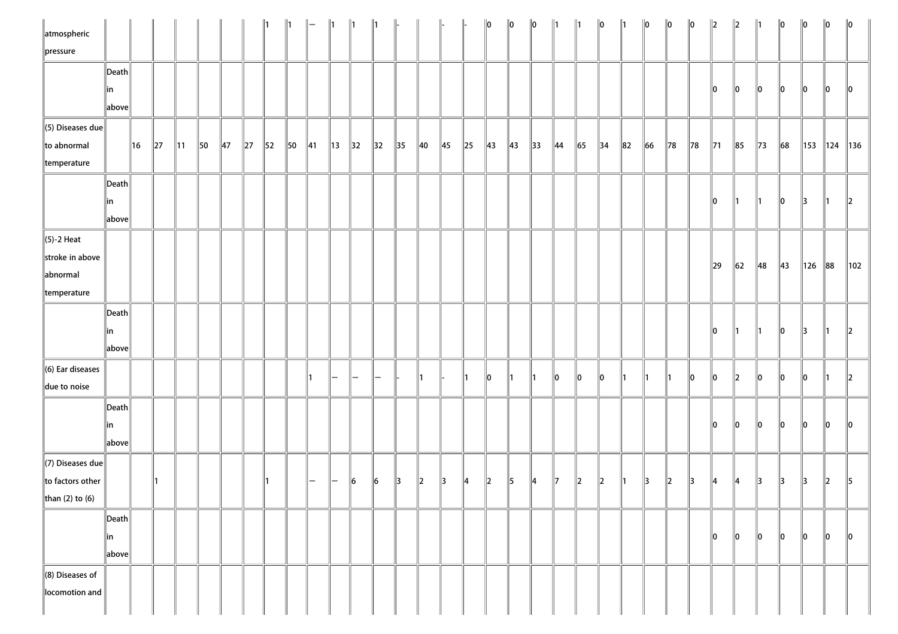| | | | | | | | | | | | | | | | | | | | | | | | | | | | | | | | | | | |
|---|---|---|---|---|---|---|---|---|---|---|---|---|---|---|---|---|---|---|---|---|---|---|---|---|---|---|---|---|---|---|---|---|---|---|
| atmospheric pressure | | | | | | | | 1 | 1 | — | 1 | 1 | 1 | - | | - | - | 0 | 0 | 0 | 1 | 1 | 0 | 1 | 0 | 0 | 0 | 2 | 2 | 1 | 0 | 0 | 0 | 0 |
| | Death in above | | | | | | | | | | | | | | | | | | | | | | | | | | | 0 | 0 | 0 | 0 | 0 | 0 | 0 |
| (5) Diseases due to abnormal temperature | | 16 | 27 | 11 | 50 | 47 | 27 | 52 | 50 | 41 | 13 | 32 | 32 | 35 | 40 | 45 | 25 | 43 | 43 | 33 | 44 | 65 | 34 | 82 | 66 | 78 | 78 | 71 | 85 | 73 | 68 | 153 | 124 | 136 |
| | Death in above | | | | | | | | | | | | | | | | | | | | | | | | | | | 0 | 1 | 1 | 0 | 3 | 1 | 2 |
| (5)-2 Heat stroke in above abnormal temperature | | | | | | | | | | | | | | | | | | | | | | | | | | | | 29 | 62 | 48 | 43 | 126 | 88 | 102 |
| | Death in above | | | | | | | | | | | | | | | | | | | | | | | | | | | 0 | 1 | 1 | 0 | 3 | 1 | 2 |
| (6) Ear diseases due to noise | | | | | | | | | | 1 | — | — | — | - | 1 | - | 1 | 0 | 1 | 1 | 0 | 0 | 0 | 1 | 1 | 1 | 0 | 0 | 2 | 0 | 0 | 0 | 1 | 2 |
| | Death in above | | | | | | | | | | | | | | | | | | | | | | | | | | | 0 | 0 | 0 | 0 | 0 | 0 | 0 |
| (7) Diseases due to factors other than (2) to (6) | | | 1 | | | | | 1 | | — | — | 6 | 6 | 3 | 2 | 3 | 4 | 2 | 5 | 4 | 7 | 2 | 2 | 1 | 3 | 2 | 3 | 4 | 4 | 3 | 3 | 3 | 2 | 5 |
| | Death in above | | | | | | | | | | | | | | | | | | | | | | | | | | | 0 | 0 | 0 | 0 | 0 | 0 | 0 |
| (8) Diseases of locomotion and | | | | | | | | | | | | | | | | | | | | | | | | | | | | | | | | | | |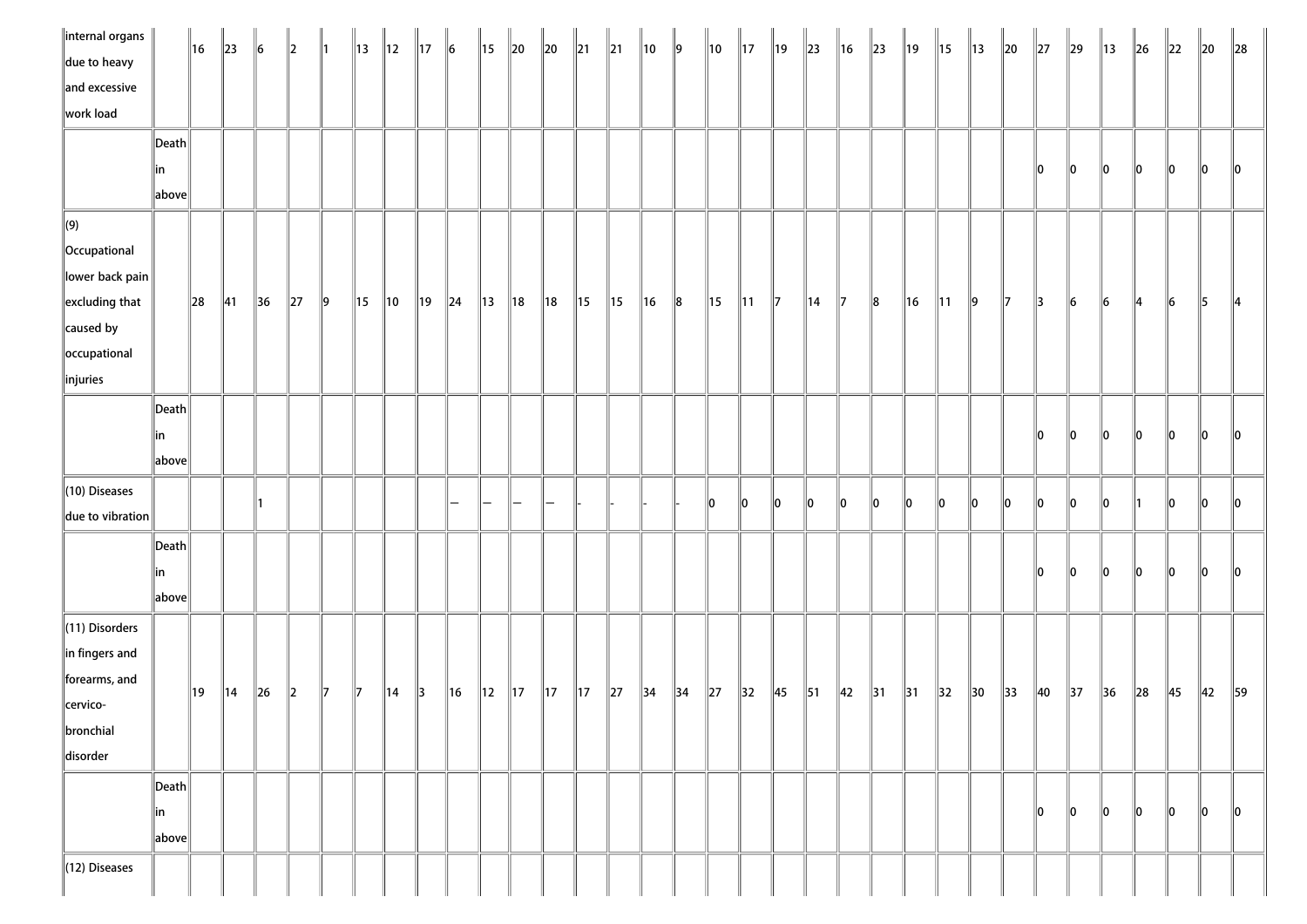| internal organs due to heavy and excessive work load | | 16 | 23 | 6 | 2 | 1 | 13 | 12 | 17 | 6 | 15 | 20 | 20 | 21 | 21 | 10 | 9 | 10 | 17 | 19 | 23 | 16 | 23 | 19 | 15 | 13 | 20 | 27 | 29 | 13 | 26 | 22 | 20 | 28 |
|---|---|---|---|---|---|---|---|---|---|---|---|---|---|---|---|---|---|---|---|---|---|---|---|---|---|---|---|---|---|---|---|---|---|---|
| | Death in above | | | | | | | | | | | | | | | | | | | | | | | | | | | 0 | 0 | 0 | 0 | 0 | 0 | 0 |
| (9) Occupational lower back pain excluding that caused by occupational injuries | | 28 | 41 | 36 | 27 | 9 | 15 | 10 | 19 | 24 | 13 | 18 | 18 | 15 | 15 | 16 | 8 | 15 | 11 | 7 | 14 | 7 | 8 | 16 | 11 | 9 | 7 | 3 | 6 | 6 | 4 | 6 | 5 | 4 |
| | Death in above | | | | | | | | | | | | | | | | | | | | | | | | | | | 0 | 0 | 0 | 0 | 0 | 0 | 0 |
| (10) Diseases due to vibration | | | | 1 | | | | | | — | — | — | — | - | - | - | - | 0 | 0 | 0 | 0 | 0 | 0 | 0 | 0 | 0 | 0 | 0 | 0 | 0 | 1 | 0 | 0 | 0 |
| | Death in above | | | | | | | | | | | | | | | | | | | | | | | | | | | 0 | 0 | 0 | 0 | 0 | 0 | 0 |
| (11) Disorders in fingers and forearms, and cervico-bronchial disorder | | 19 | 14 | 26 | 2 | 7 | 7 | 14 | 3 | 16 | 12 | 17 | 17 | 17 | 27 | 34 | 34 | 27 | 32 | 45 | 51 | 42 | 31 | 31 | 32 | 30 | 33 | 40 | 37 | 36 | 28 | 45 | 42 | 59 |
| | Death in above | | | | | | | | | | | | | | | | | | | | | | | | | | | 0 | 0 | 0 | 0 | 0 | 0 | 0 |
| (12) Diseases | | | | | | | | | | | | | | | | | | | | | | | | | | | | | | | | | | |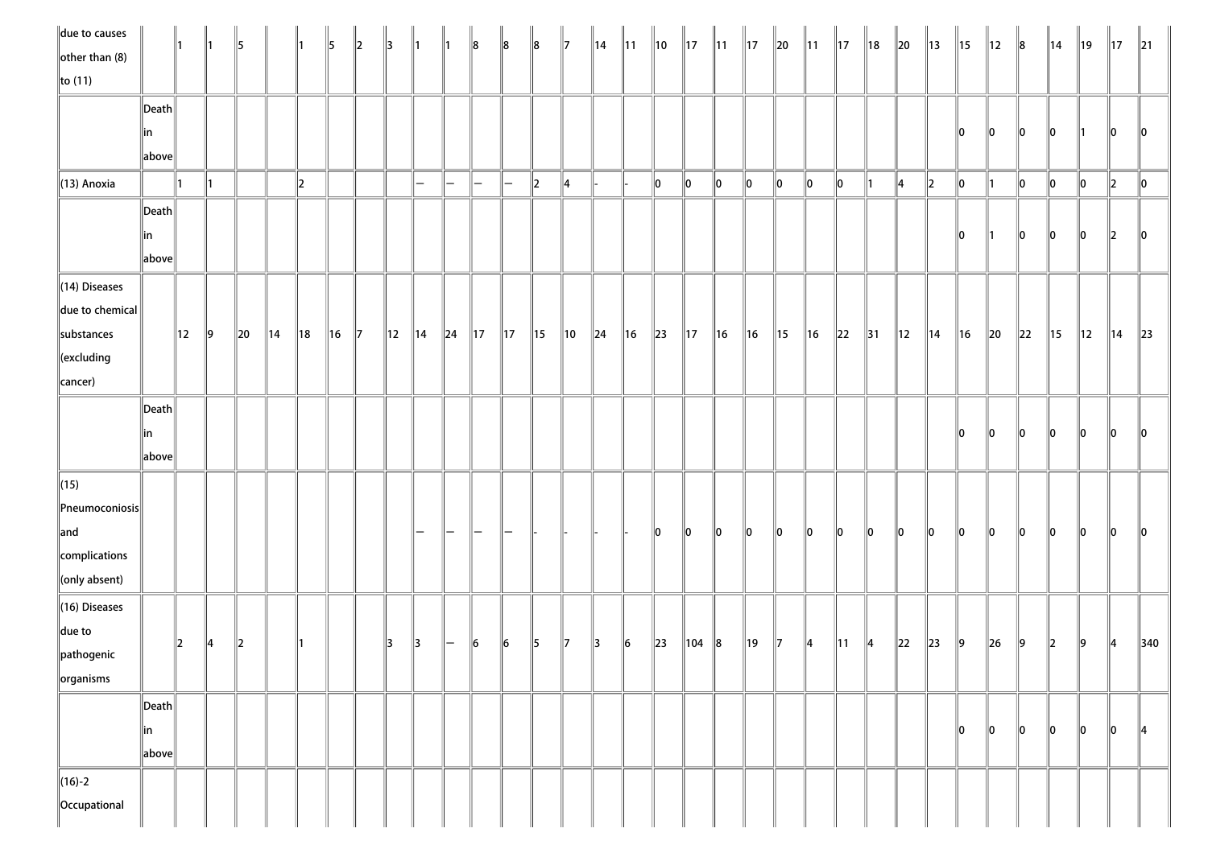| | | | | | | | | | | | | | | | | | | | | | | | | | | | | | | | | | | |
|---|---|---|---|---|---|---|---|---|---|---|---|---|---|---|---|---|---|---|---|---|---|---|---|---|---|---|---|---|---|---|---|---|---|---|
| due to causes other than (8) to (11) | | 1 | 1 | 5 | | 1 | 5 | 2 | 3 | 1 | 1 | 8 | 8 | 8 | 7 | 14 | 11 | 10 | 17 | 11 | 17 | 20 | 11 | 17 | 18 | 20 | 13 | 15 | 12 | 8 | 14 | 19 | 17 | 21 |
| | Death in above | | | | | | | | | | | | | | | | | | | | | | | | | | | 0 | 0 | 0 | 0 | 1 | 0 | 0 |
| (13) Anoxia | | 1 | 1 | | | 2 | | | | — | — | — | — | 2 | 4 | - | - | 0 | 0 | 0 | 0 | 0 | 0 | 0 | 1 | 4 | 2 | 0 | 1 | 0 | 0 | 0 | 2 | 0 |
| | Death in above | | | | | | | | | | | | | | | | | | | | | | | | | | | 0 | 1 | 0 | 0 | 0 | 2 | 0 |
| (14) Diseases due to chemical substances (excluding cancer) | | 12 | 9 | 20 | 14 | 18 | 16 | 7 | 12 | 14 | 24 | 17 | 17 | 15 | 10 | 24 | 16 | 23 | 17 | 16 | 16 | 15 | 16 | 22 | 31 | 12 | 14 | 16 | 20 | 22 | 15 | 12 | 14 | 23 |
| | Death in above | | | | | | | | | | | | | | | | | | | | | | | | | | | 0 | 0 | 0 | 0 | 0 | 0 | 0 |
| (15) Pneumoconiosis and complications (only absent) | | | | | | | | | | — | — | — | — | - | - | - | - | 0 | 0 | 0 | 0 | 0 | 0 | 0 | 0 | 0 | 0 | 0 | 0 | 0 | 0 | 0 | 0 | 0 |
| (16) Diseases due to pathogenic organisms | | 2 | 4 | 2 | | 1 | | | 3 | 3 | — | 6 | 6 | 5 | 7 | 3 | 6 | 23 | 104 | 8 | 19 | 7 | 4 | 11 | 4 | 22 | 23 | 9 | 26 | 9 | 2 | 9 | 4 | 340 |
| | Death in above | | | | | | | | | | | | | | | | | | | | | | | | | | | 0 | 0 | 0 | 0 | 0 | 0 | 4 |
| (16)-2 Occupational | | | | | | | | | | | | | | | | | | | | | | | | | | | | | | | | | | |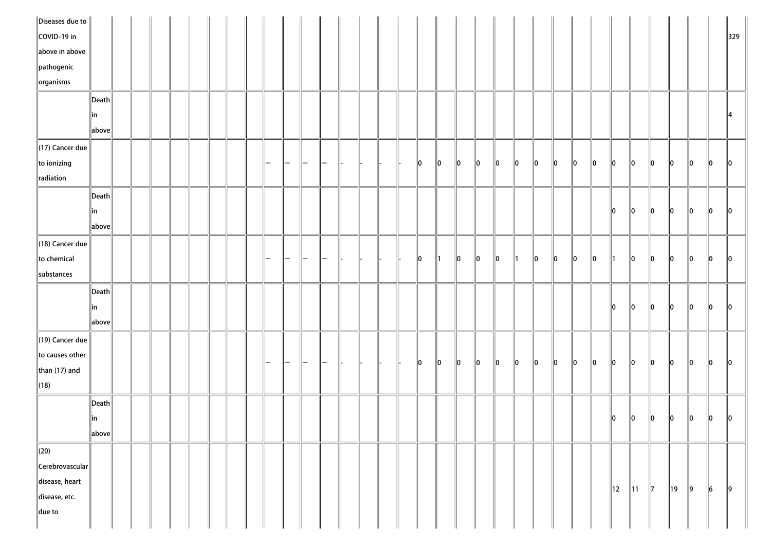| | | | | | | | | | | | | | | | | | | | | | | | | | | | | | | | | | | |
|---|---|---|---|---|---|---|---|---|---|---|---|---|---|---|---|---|---|---|---|---|---|---|---|---|---|---|---|---|---|---|---|---|---|---|
| Diseases due to COVID-19 in above in above pathogenic organisms | | | | | | | | | | | | | | | | | | | | | | | | | | | | | | | | | | 329 |
| | Death in above | | | | | | | | | | | | | | | | | | | | | | | | | | | | | | | | | 4 |
| (17) Cancer due to ionizing radiation | | | | | | | | | | — | — | — | — | - | - | - | - | 0 | 0 | 0 | 0 | 0 | 0 | 0 | 0 | 0 | 0 | 0 | 0 | 0 | 0 | 0 | 0 | 0 |
| | Death in above | | | | | | | | | | | | | | | | | | | | | | | | | | | 0 | 0 | 0 | 0 | 0 | 0 | 0 |
| (18) Cancer due to chemical substances | | | | | | | | | | — | — | — | — | - | - | - | - | 0 | 1 | 0 | 0 | 0 | 1 | 0 | 0 | 0 | 0 | 1 | 0 | 0 | 0 | 0 | 0 | 0 |
| | Death in above | | | | | | | | | | | | | | | | | | | | | | | | | | | 0 | 0 | 0 | 0 | 0 | 0 | 0 |
| (19) Cancer due to causes other than (17) and (18) | | | | | | | | | | — | — | — | — | - | - | - | - | 0 | 0 | 0 | 0 | 0 | 0 | 0 | 0 | 0 | 0 | 0 | 0 | 0 | 0 | 0 | 0 | 0 |
| | Death in above | | | | | | | | | | | | | | | | | | | | | | | | | | | 0 | 0 | 0 | 0 | 0 | 0 | 0 |
| (20) Cerebrovascular disease, heart disease, etc. due to | | | | | | | | | | | | | | | | | | | | | | | | | | | | 12 | 11 | 7 | 19 | 9 | 6 | 9 |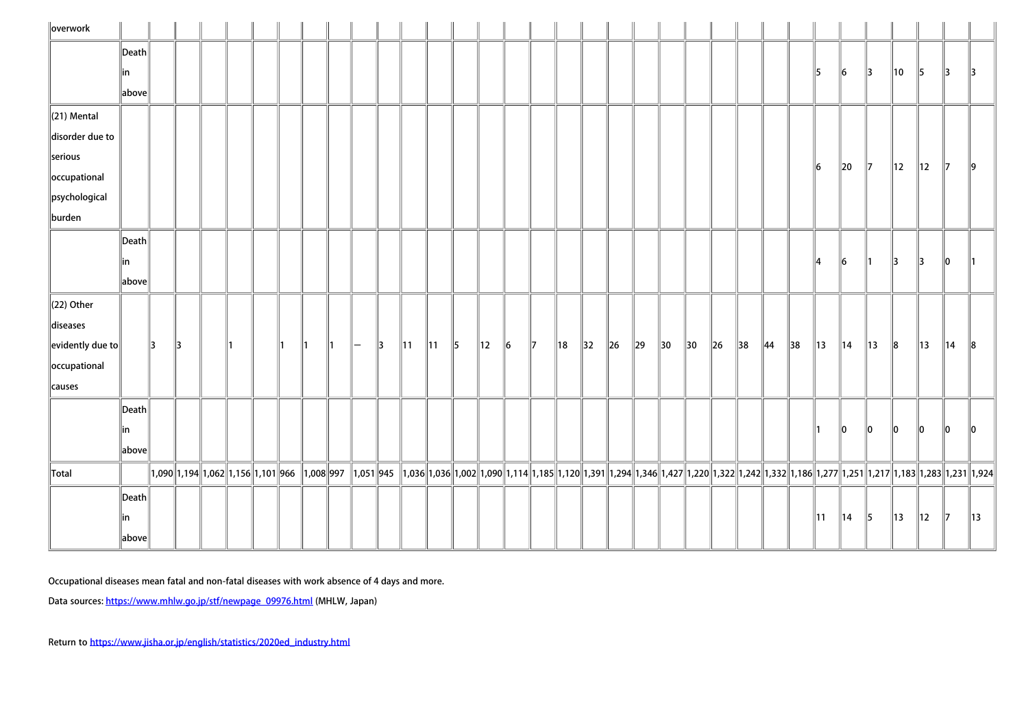| | | | | | | | | | | | | | | | | | | | | | | | | | | | | | | | | | | |
|---|---|---|---|---|---|---|---|---|---|---|---|---|---|---|---|---|---|---|---|---|---|---|---|---|---|---|---|---|---|---|---|---|---|---|
| overwork | | | | | | | | | | | | | | | | | | | | | | | | | | | | | | | | | | |
| | Death in above | | | | | | | | | | | | | | | | | | | | | | | | | | 5 | 6 | 3 | 10 | 5 | 3 | 3 |
| (21) Mental disorder due to serious occupational psychological burden | | | | | | | | | | | | | | | | | | | | | | | | | | | 6 | 20 | 7 | 12 | 12 | 7 | 9 |
| | Death in above | | | | | | | | | | | | | | | | | | | | | | | | | | 4 | 6 | 1 | 3 | 3 | 0 | 1 |
| (22) Other diseases evidently due to occupational causes | | 3 | 3 | | 1 | | 1 | 1 | 1 | — | 3 | 11 | 11 | 5 | 12 | 6 | 7 | 18 | 32 | 26 | 29 | 30 | 30 | 26 | 38 | 44 | 38 | 13 | 14 | 13 | 8 | 13 | 14 | 8 |
| | Death in above | | | | | | | | | | | | | | | | | | | | | | | | | | 1 | 0 | 0 | 0 | 0 | 0 | 0 |
| Total | | 1,090 | 1,194 | 1,062 | 1,156 | 1,101 | 966 | 1,008 | 997 | 1,051 | 945 | 1,036 | 1,036 | 1,002 | 1,090 | 1,114 | 1,185 | 1,120 | 1,391 | 1,294 | 1,346 | 1,427 | 1,220 | 1,322 | 1,242 | 1,332 | 1,186 | 1,277 | 1,251 | 1,217 | 1,183 | 1,283 | 1,231 | 1,924 |
| | Death in above | | | | | | | | | | | | | | | | | | | | | | | | | | 11 | 14 | 5 | 13 | 12 | 7 | 13 |

Occupational diseases mean fatal and non-fatal diseases with work absence of 4 days and more.

Data sources: https://www.mhlw.go.jp/stf/newpage_09976.html (MHLW, Japan)

Return to https://www.jisha.or.jp/english/statistics/2020ed_industry.html